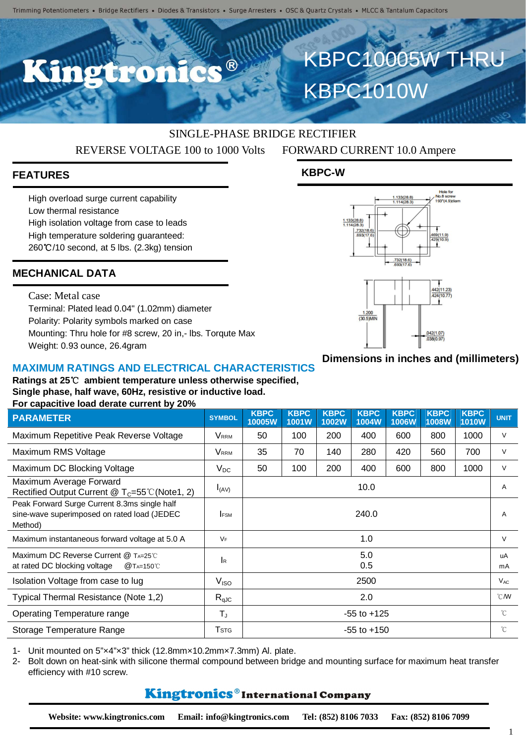Trimming Potentiometers • Bridge Rectifiers • Diodes & Transistors • Surge Arresters • OSC & Quartz Crystals • MLCC & Tantalum Capacitors

# Kingtronics®

# KBPC10005W THRU KBPC1010W

SINGLE-PHASE BRIDGE RECTIFIER

REVERSE VOLTAGE 100 to 1000 Volts FORWARD CURRENT 10.0 Ampere

## FEATURES

High overload surge current capability
Low thermal resistance
High isolation voltage from case to leads
High temperature soldering guaranteed:
260℃/10 second, at 5 lbs. (2.3kg) tension

## MECHANICAL DATA

Case: Metal case
Terminal: Plated lead 0.04" (1.02mm) diameter
Polarity: Polarity symbols marked on case
Mounting: Thru hole for #8 screw, 20 in,- lbs. Torqute Max
Weight: 0.93 ounce, 26.4gram

## KBPC-W

Hole for No.8 screw .193"(4.9)diam
1.133(28.8)
1.114(28.3)
1.133(28.8)
1.114(28.3)
.732(18.6)
.693(17.6)
.469(11.9)
.429(10.9)
.732(18.6)
.693(17.6)
.442(11.23)
.424(10.77)
1.200 (30.5)MIN
.042(1.07)
.038(0.97)

**Dimensions in inches and (millimeters)**

## MAXIMUM RATINGS AND ELECTRICAL CHARACTERISTICS

**Ratings at 25℃ ambient temperature unless otherwise specified,**
**Single phase, half wave, 60Hz, resistive or inductive load.**
**For capacitive load derate current by 20%**

| PARAMETER | SYMBOL | KBPC 10005W | KBPC 1001W | KBPC 1002W | KBPC 1004W | KBPC 1006W | KBPC 1008W | KBPC 1010W | UNIT |
|---|---|---|---|---|---|---|---|---|---|
| Maximum Repetitive Peak Reverse Voltage | $V_{RRM}$ | 50 | 100 | 200 | 400 | 600 | 800 | 1000 | V |
| Maximum RMS Voltage | $V_{RRM}$ | 35 | 70 | 140 | 280 | 420 | 560 | 700 | V |
| Maximum DC Blocking Voltage | $V_{DC}$ | 50 | 100 | 200 | 400 | 600 | 800 | 1000 | V |
| Maximum Average Forward Rectified Output Current @ $T_C$=55℃(Note1, 2) | $I_{(AV)}$ | 10.0 | | | | | | | A |
| Peak Forward Surge Current 8.3ms single half sine-wave superimposed on rated load (JEDEC Method) | $I_{FSM}$ | 240.0 | | | | | | | A |
| Maximum instantaneous forward voltage at 5.0 A | $V_F$ | 1.0 | | | | | | | V |
| Maximum DC Reverse Current @ $T_A$=25℃ at rated DC blocking voltage @$T_A$=150℃ | $I_R$ | 5.0 / 0.5 | | | | | | | uA / mA |
| Isolation Voltage from case to lug | $V_{ISO}$ | 2500 | | | | | | | $V_{AC}$ |
| Typical Thermal Resistance (Note 1,2) | $R_{qJC}$ | 2.0 | | | | | | | ℃/W |
| Operating Temperature range | $T_J$ | -55 to +125 | | | | | | | ℃ |
| Storage Temperature Range | $T_{STG}$ | -55 to +150 | | | | | | | ℃ |

1- Unit mounted on 5"×4"×3" thick (12.8mm×10.2mm×7.3mm) Al. plate.
2- Bolt down on heat-sink with silicone thermal compound between bridge and mounting surface for maximum heat transfer efficiency with #10 screw.

**Kingtronics® International Company**

**Website: www.kingtronics.com Email: info@kingtronics.com Tel: (852) 8106 7033 Fax: (852) 8106 7099**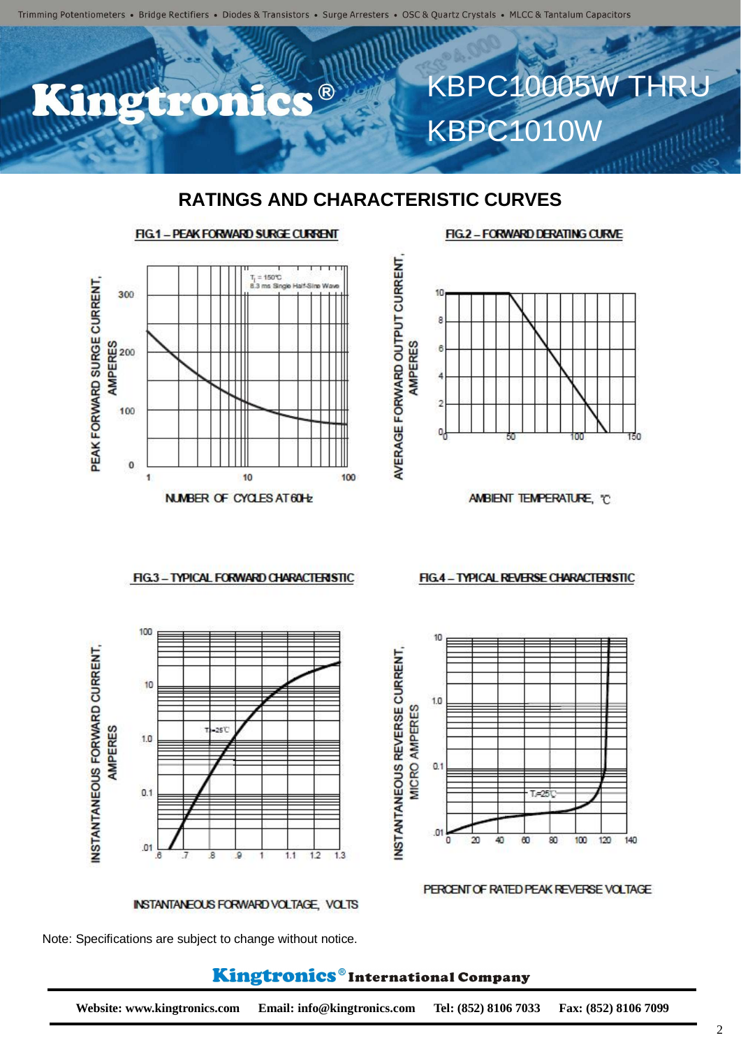# KBPC10005W THRU KBPC1010W

## RATINGS AND CHARACTERISTIC CURVES

FIG.1 – PEAK FORWARD SURGE CURRENT

PEAK FORWARD SURGE CURRENT, AMPERES

$T_J$ = 150℃
8.3 ms Single Half-Sine Wave

300
200
100
0

1
10
100

NUMBER OF CYCLES AT 60Hz

FIG.2 – FORWARD DERATING CURVE

AVERAGE FORWARD OUTPUT CURRENT, AMPERES

10
8
6
4
2
0

0
50
100
150

AMBIENT TEMPERATURE, ℃

FIG.3 – TYPICAL FORWARD CHARACTERISTIC

INSTANTANEOUS FORWARD CURRENT, AMPERES

$T_J$=25℃

100
10
1.0
0.1
.01

.6
.7
.8
.9
1
1.1
1.2
1.3

INSTANTANEOUS FORWARD VOLTAGE, VOLTS

FIG.4 – TYPICAL REVERSE CHARACTERISTIC

INSTANTANEOUS REVERSE CURRENT, MICRO AMPERES

$T_J$=25℃

10
1.0
0.1
.01

0
20
40
60
80
100
120
140

PERCENT OF RATED PEAK REVERSE VOLTAGE

Note: Specifications are subject to change without notice.

**Kingtronics® International Company**

**Website: www.kingtronics.com Email: info@kingtronics.com Tel: (852) 8106 7033 Fax: (852) 8106 7099**